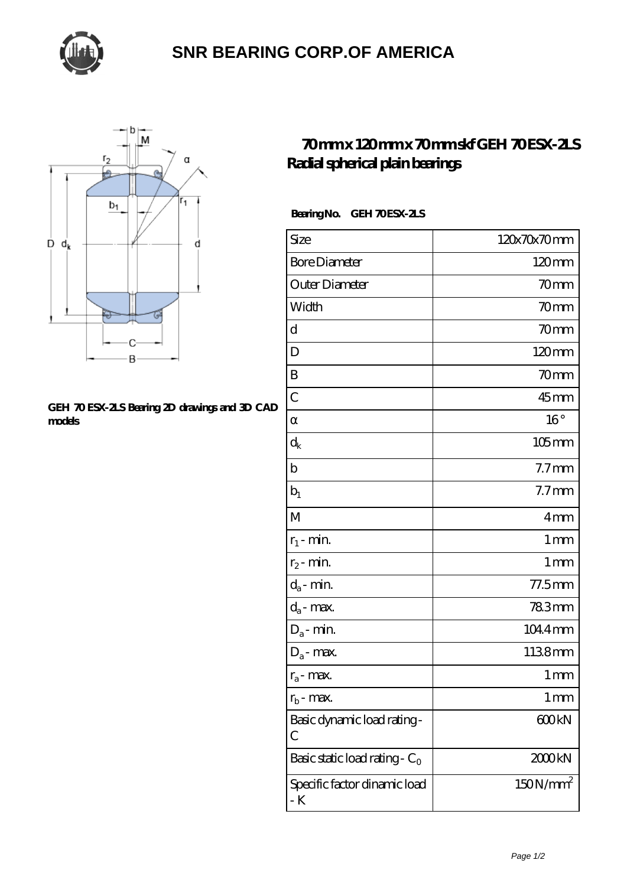# SNR BEARING CORP.OF AMERICA

GEH 70 ESX-2LS Bearing 2D drawings and 3D CAD models

## 70 mm x 120 mm x 70 mm skf GEH 70 ESX-2LS Radial spherical plain bearings

Bearing No. GEH 70 ESX-2LS

| Size | 120x70x70 mm |
|---|---|
| Bore Diameter | 120 mm |
| Outer Diameter | 70 mm |
| Width | 70 mm |
| d | 70 mm |
| D | 120 mm |
| B | 70 mm |
| C | 45 mm |
| α | 16 ° |
| $d_k$ | 105 mm |
| b | 7.7 mm |
| $b_1$ | 7.7 mm |
| M | 4 mm |
| $r_1$ - min. | 1 mm |
| $r_2$ - min. | 1 mm |
| $d_a$ - min. | 77.5 mm |
| $d_a$ - max. | 78.3 mm |
| $D_a$ - min. | 104.4 mm |
| $D_a$ - max. | 113.8 mm |
| $r_a$ - max. | 1 mm |
| $r_b$ - max. | 1 mm |
| Basic dynamic load rating - C | 600 kN |
| Basic static load rating - $C_0$ | 2000 kN |
| Specific factor dinamic load - K | 150 N/mm$^2$ |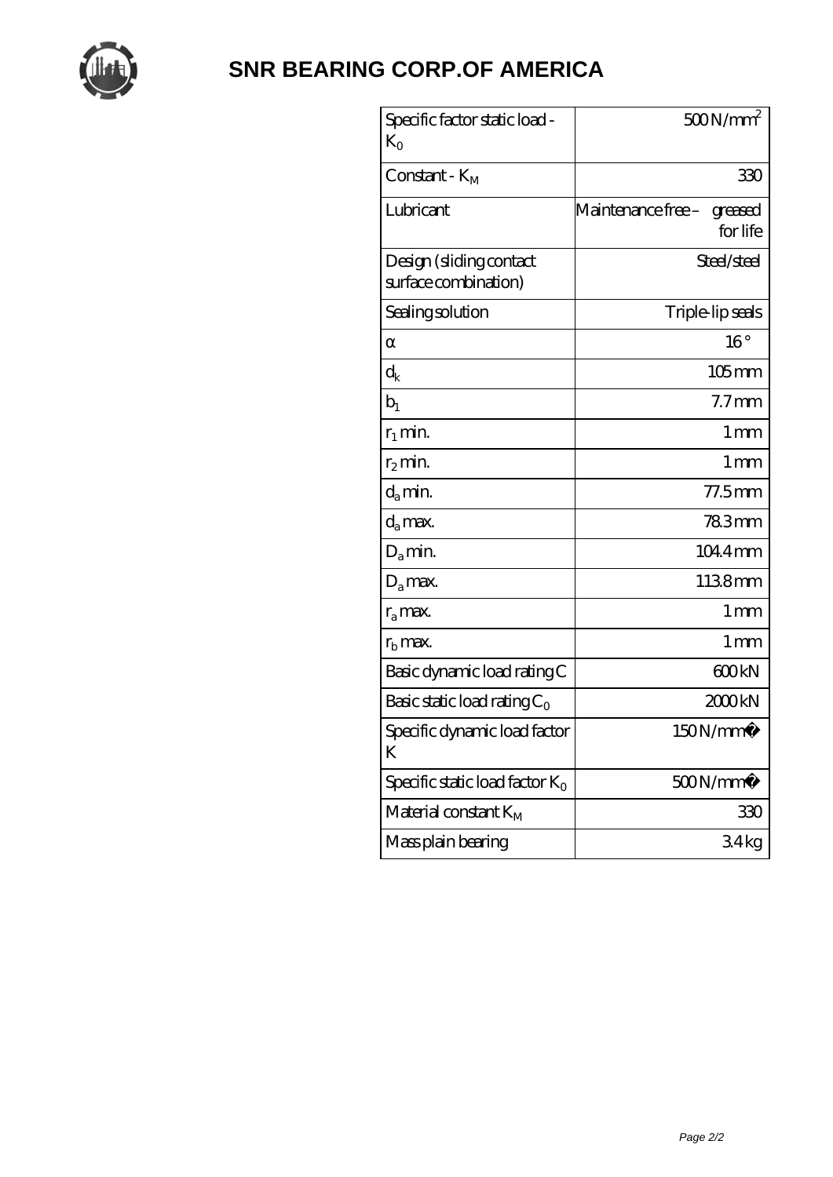# SNR BEARING CORP.OF AMERICA

| | |
|---|---|
| Specific factor static load - $K_0$ | 500 N/mm$^2$ |
| Constant - $K_M$ | 330 |
| Lubricant | Maintenance free – greased for life |
| Design (sliding contact surface combination) | Steel/steel |
| Sealing solution | Triple-lip seals |
| α | 16 ° |
| $d_k$ | 105 mm |
| $b_1$ | 7.7 mm |
| $r_1$ min. | 1 mm |
| $r_2$ min. | 1 mm |
| $d_a$ min. | 77.5 mm |
| $d_a$ max. | 78.3 mm |
| $D_a$ min. | 104.4 mm |
| $D_a$ max. | 113.8 mm |
| $r_a$ max. | 1 mm |
| $r_b$ max. | 1 mm |
| Basic dynamic load rating C | 600 kN |
| Basic static load rating $C_0$ | 2000 kN |
| Specific dynamic load factor K | 150 N/mm� |
| Specific static load factor $K_0$ | 500 N/mm� |
| Material constant $K_M$ | 330 |
| Mass plain bearing | 3.4 kg |